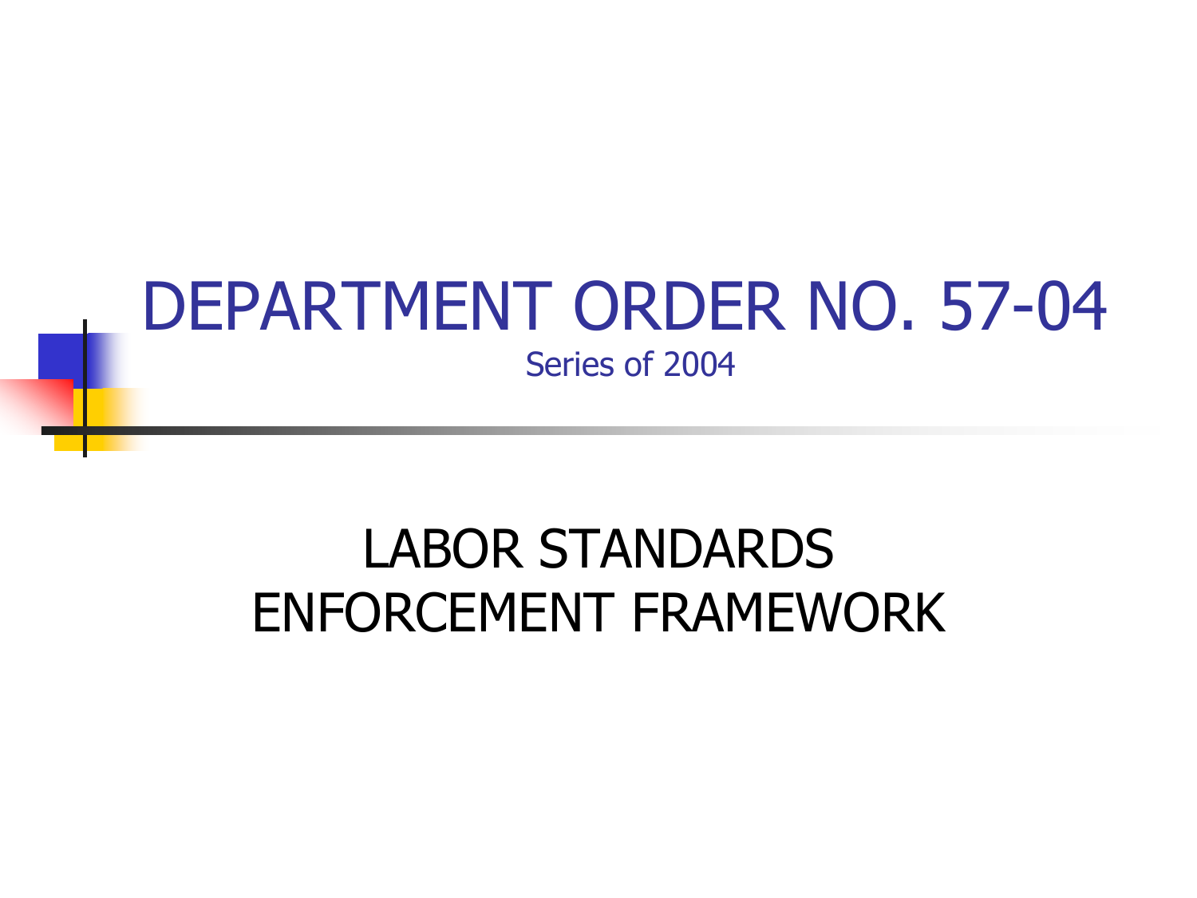# DEPARTMENT ORDER NO. 57-04

Series of 2004

## LABOR STANDARDS ENFORCEMENT FRAMEWORK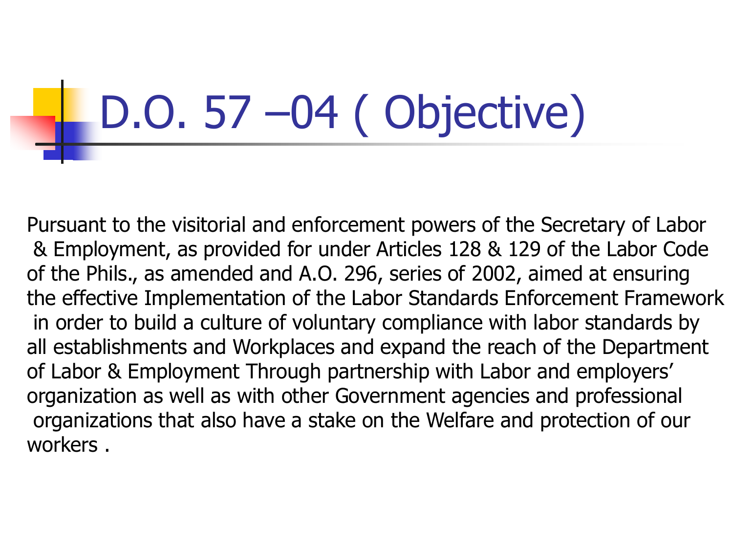# D.O. 57 –04 ( Objective)

Pursuant to the visitorial and enforcement powers of the Secretary of Labor & Employment, as provided for under Articles 128 & 129 of the Labor Code of the Phils., as amended and A.O. 296, series of 2002, aimed at ensuring the effective Implementation of the Labor Standards Enforcement Framework in order to build a culture of voluntary compliance with labor standards by all establishments and Workplaces and expand the reach of the Department of Labor & Employment Through partnership with Labor and employers' organization as well as with other Government agencies and professional organizations that also have a stake on the Welfare and protection of our workers .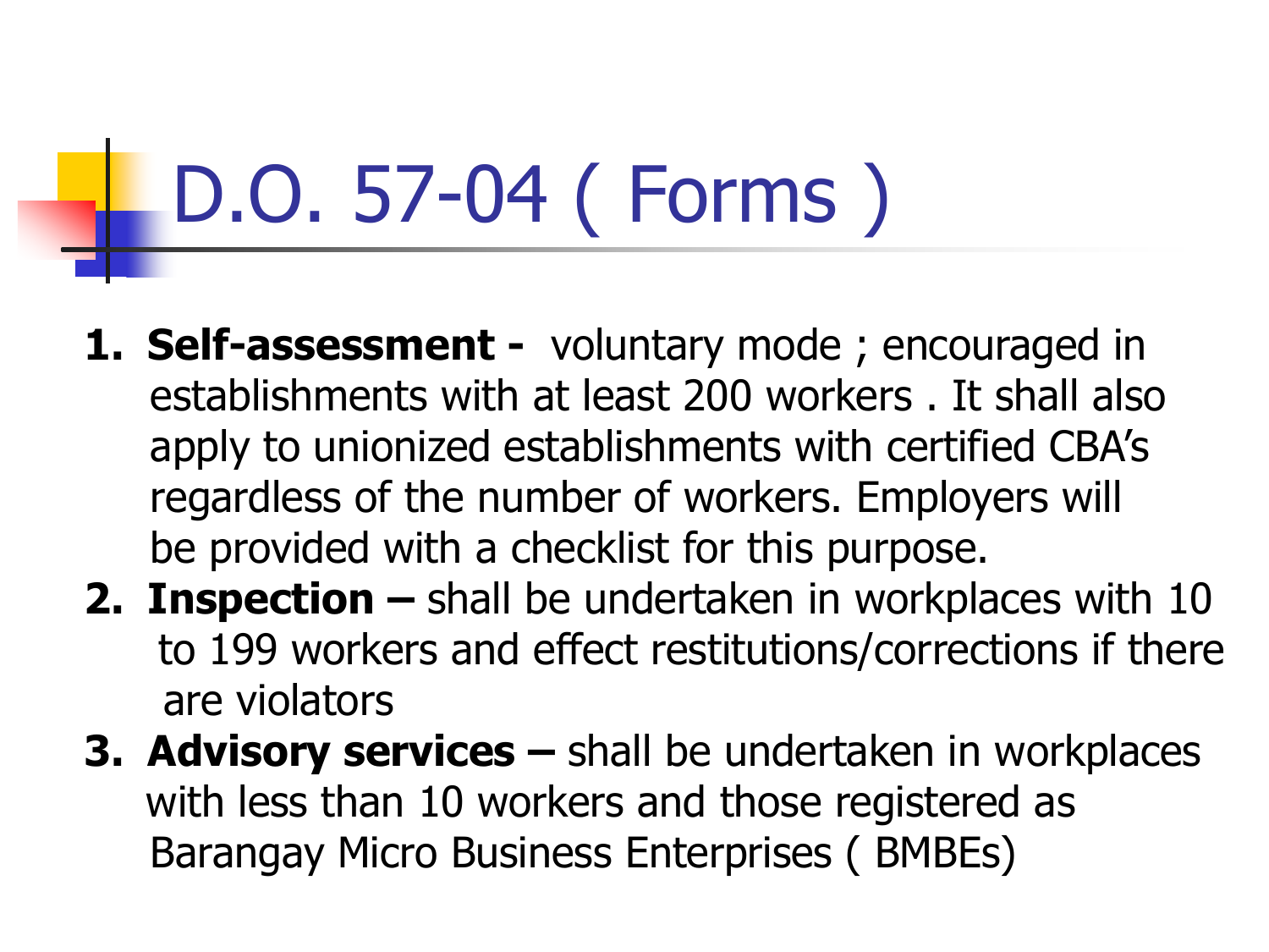# D.O. 57-04 ( Forms )

1. **Self-assessment -** voluntary mode ; encouraged in establishments with at least 200 workers . It shall also apply to unionized establishments with certified CBA's regardless of the number of workers. Employers will be provided with a checklist for this purpose.
2. **Inspection –** shall be undertaken in workplaces with 10 to 199 workers and effect restitutions/corrections if there are violators
3. **Advisory services –** shall be undertaken in workplaces with less than 10 workers and those registered as Barangay Micro Business Enterprises ( BMBEs)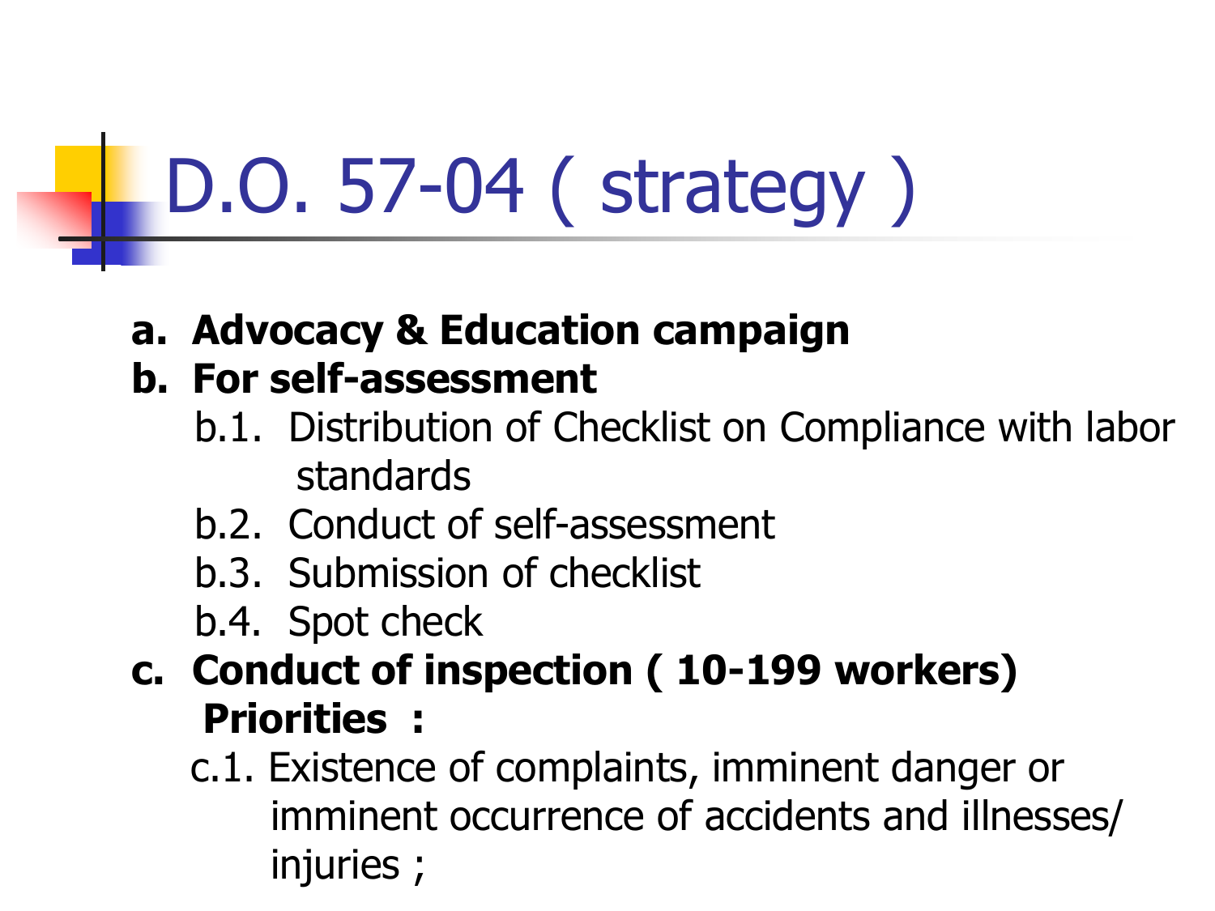# D.O. 57-04 ( strategy )

**a. Advocacy & Education campaign**

**b. For self-assessment**

- b.1. Distribution of Checklist on Compliance with labor standards
- b.2. Conduct of self-assessment
- b.3. Submission of checklist
- b.4. Spot check

**c. Conduct of inspection ( 10-199 workers)**

**Priorities :**

- c.1. Existence of complaints, imminent danger or imminent occurrence of accidents and illnesses/ injuries ;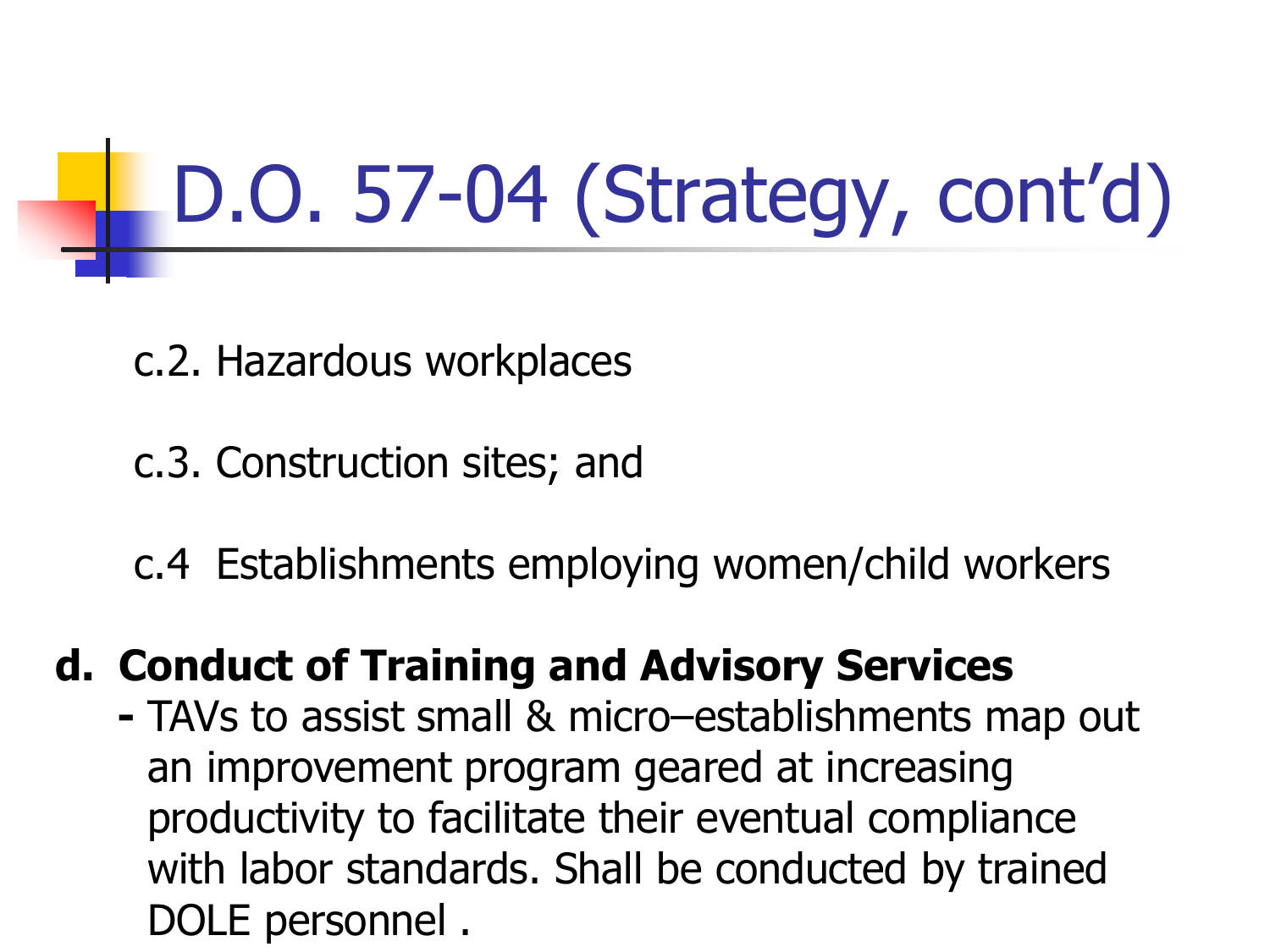# D.O. 57-04 (Strategy, cont'd)

c.2. Hazardous workplaces

c.3. Construction sites; and

c.4 Establishments employing women/child workers

**d. Conduct of Training and Advisory Services**

- TAVs to assist small & micro–establishments map out an improvement program geared at increasing productivity to facilitate their eventual compliance with labor standards. Shall be conducted by trained DOLE personnel .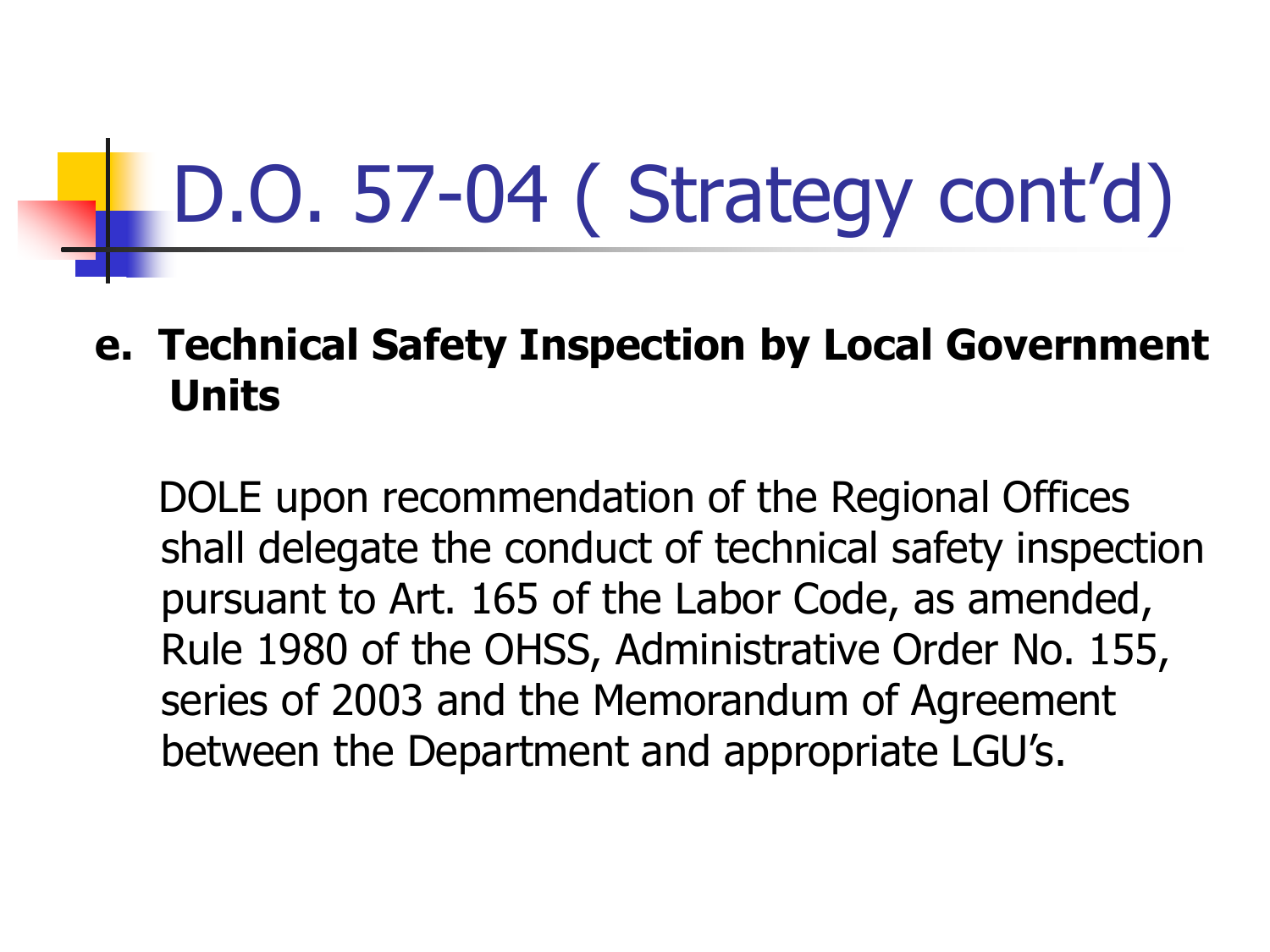# D.O. 57-04 ( Strategy cont'd)

**e. Technical Safety Inspection by Local Government Units**

DOLE upon recommendation of the Regional Offices shall delegate the conduct of technical safety inspection pursuant to Art. 165 of the Labor Code, as amended, Rule 1980 of the OHSS, Administrative Order No. 155, series of 2003 and the Memorandum of Agreement between the Department and appropriate LGU's.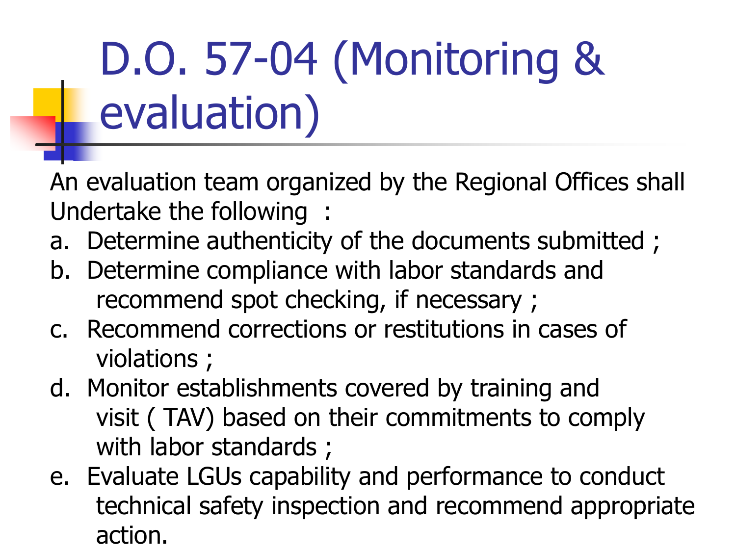# D.O. 57-04 (Monitoring & evaluation)

An evaluation team organized by the Regional Offices shall Undertake the following :

a. Determine authenticity of the documents submitted ;
b. Determine compliance with labor standards and recommend spot checking, if necessary ;
c. Recommend corrections or restitutions in cases of violations ;
d. Monitor establishments covered by training and visit ( TAV) based on their commitments to comply with labor standards ;
e. Evaluate LGUs capability and performance to conduct technical safety inspection and recommend appropriate action.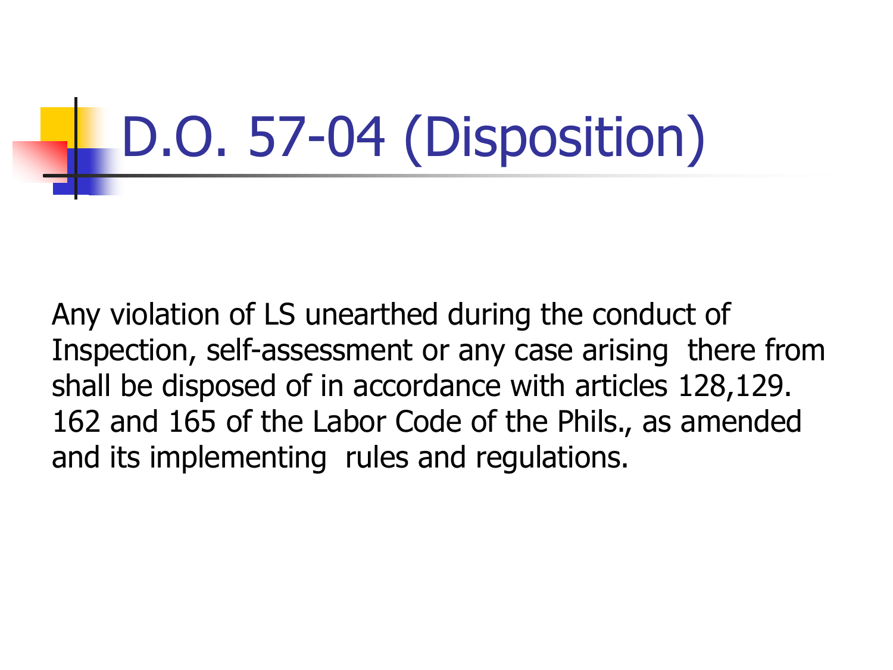# D.O. 57-04 (Disposition)

Any violation of LS unearthed during the conduct of Inspection, self-assessment or any case arising there from shall be disposed of in accordance with articles 128,129. 162 and 165 of the Labor Code of the Phils., as amended and its implementing rules and regulations.